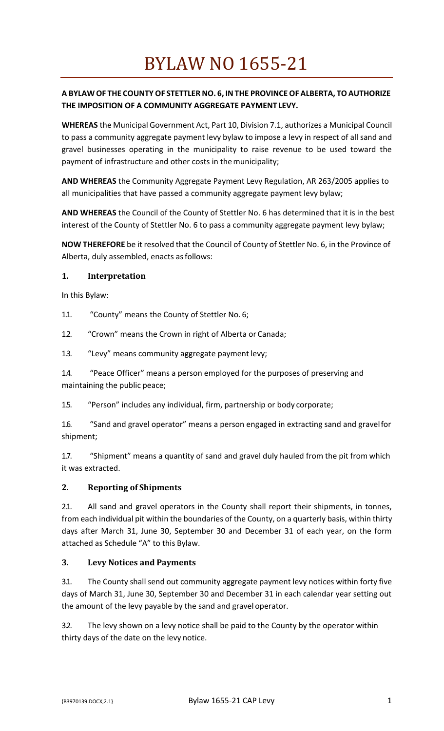# BYLAW NO 1655-21

**A BYLAW OF THE COUNTY OF STETTLER NO. 6, IN THE PROVINCE OF ALBERTA, TO AUTHORIZE THE IMPOSITION OF A COMMUNITY AGGREGATE PAYMENT LEVY.**

**WHEREAS** the Municipal Government Act, Part 10, Division 7.1, authorizes a Municipal Council to pass a community aggregate payment levy bylaw to impose a levy in respect of all sand and gravel businesses operating in the municipality to raise revenue to be used toward the payment of infrastructure and other costs in the municipality;

**AND WHEREAS** the Community Aggregate Payment Levy Regulation, AR 263/2005 applies to all municipalities that have passed a community aggregate payment levy bylaw;

**AND WHEREAS** the Council of the County of Stettler No. 6 has determined that it is in the best interest of the County of Stettler No. 6 to pass a community aggregate payment levy bylaw;

**NOW THEREFORE** be it resolved that the Council of County of Stettler No. 6, in the Province of Alberta, duly assembled, enacts as follows:

## 1. Interpretation

In this Bylaw:

1.1. "County" means the County of Stettler No. 6;

1.2. "Crown" means the Crown in right of Alberta or Canada;

1.3. "Levy" means community aggregate payment levy;

1.4. "Peace Officer" means a person employed for the purposes of preserving and maintaining the public peace;

1.5. "Person" includes any individual, firm, partnership or body corporate;

1.6. "Sand and gravel operator" means a person engaged in extracting sand and gravel for shipment;

1.7. "Shipment" means a quantity of sand and gravel duly hauled from the pit from which it was extracted.

## 2. Reporting of Shipments

2.1. All sand and gravel operators in the County shall report their shipments, in tonnes, from each individual pit within the boundaries of the County, on a quarterly basis, within thirty days after March 31, June 30, September 30 and December 31 of each year, on the form attached as Schedule "A" to this Bylaw.

## 3. Levy Notices and Payments

3.1. The County shall send out community aggregate payment levy notices within forty five days of March 31, June 30, September 30 and December 31 in each calendar year setting out the amount of the levy payable by the sand and gravel operator.

3.2. The levy shown on a levy notice shall be paid to the County by the operator within thirty days of the date on the levy notice.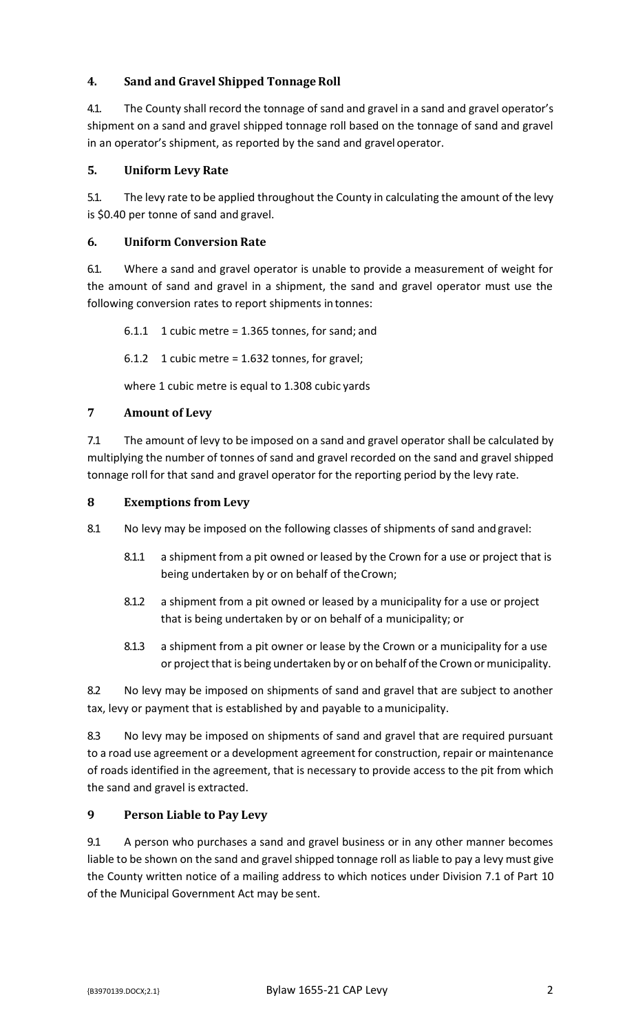## 4. Sand and Gravel Shipped Tonnage Roll

4.1. The County shall record the tonnage of sand and gravel in a sand and gravel operator's shipment on a sand and gravel shipped tonnage roll based on the tonnage of sand and gravel in an operator's shipment, as reported by the sand and gravel operator.

## 5. Uniform Levy Rate

5.1. The levy rate to be applied throughout the County in calculating the amount of the levy is $0.40 per tonne of sand and gravel.

## 6. Uniform Conversion Rate

6.1. Where a sand and gravel operator is unable to provide a measurement of weight for the amount of sand and gravel in a shipment, the sand and gravel operator must use the following conversion rates to report shipments in tonnes:

6.1.1 1 cubic metre = 1.365 tonnes, for sand; and

6.1.2 1 cubic metre = 1.632 tonnes, for gravel;

where 1 cubic metre is equal to 1.308 cubic yards

## 7 Amount of Levy

7.1 The amount of levy to be imposed on a sand and gravel operator shall be calculated by multiplying the number of tonnes of sand and gravel recorded on the sand and gravel shipped tonnage roll for that sand and gravel operator for the reporting period by the levy rate.

## 8 Exemptions from Levy

8.1 No levy may be imposed on the following classes of shipments of sand and gravel:

8.1.1 a shipment from a pit owned or leased by the Crown for a use or project that is being undertaken by or on behalf of the Crown;

8.1.2 a shipment from a pit owned or leased by a municipality for a use or project that is being undertaken by or on behalf of a municipality; or

8.1.3 a shipment from a pit owner or lease by the Crown or a municipality for a use or project that is being undertaken by or on behalf of the Crown or municipality.

8.2 No levy may be imposed on shipments of sand and gravel that are subject to another tax, levy or payment that is established by and payable to a municipality.

8.3 No levy may be imposed on shipments of sand and gravel that are required pursuant to a road use agreement or a development agreement for construction, repair or maintenance of roads identified in the agreement, that is necessary to provide access to the pit from which the sand and gravel is extracted.

## 9 Person Liable to Pay Levy

9.1 A person who purchases a sand and gravel business or in any other manner becomes liable to be shown on the sand and gravel shipped tonnage roll as liable to pay a levy must give the County written notice of a mailing address to which notices under Division 7.1 of Part 10 of the Municipal Government Act may be sent.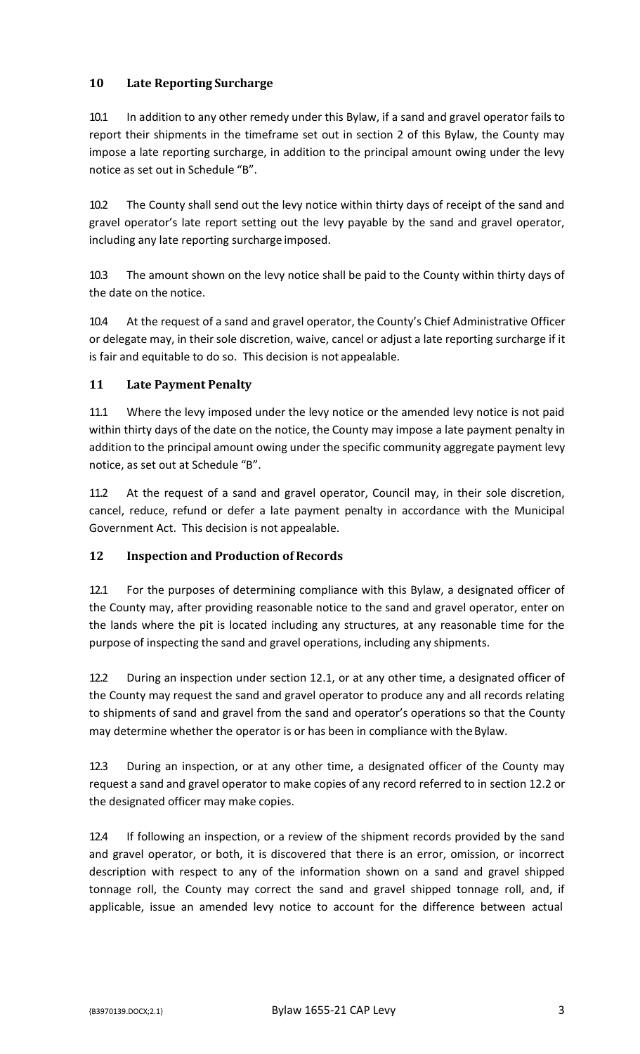## 10 Late Reporting Surcharge

10.1 In addition to any other remedy under this Bylaw, if a sand and gravel operator fails to report their shipments in the timeframe set out in section 2 of this Bylaw, the County may impose a late reporting surcharge, in addition to the principal amount owing under the levy notice as set out in Schedule "B".

10.2 The County shall send out the levy notice within thirty days of receipt of the sand and gravel operator's late report setting out the levy payable by the sand and gravel operator, including any late reporting surcharge imposed.

10.3 The amount shown on the levy notice shall be paid to the County within thirty days of the date on the notice.

10.4 At the request of a sand and gravel operator, the County's Chief Administrative Officer or delegate may, in their sole discretion, waive, cancel or adjust a late reporting surcharge if it is fair and equitable to do so. This decision is not appealable.

## 11 Late Payment Penalty

11.1 Where the levy imposed under the levy notice or the amended levy notice is not paid within thirty days of the date on the notice, the County may impose a late payment penalty in addition to the principal amount owing under the specific community aggregate payment levy notice, as set out at Schedule "B".

11.2 At the request of a sand and gravel operator, Council may, in their sole discretion, cancel, reduce, refund or defer a late payment penalty in accordance with the Municipal Government Act. This decision is not appealable.

## 12 Inspection and Production of Records

12.1 For the purposes of determining compliance with this Bylaw, a designated officer of the County may, after providing reasonable notice to the sand and gravel operator, enter on the lands where the pit is located including any structures, at any reasonable time for the purpose of inspecting the sand and gravel operations, including any shipments.

12.2 During an inspection under section 12.1, or at any other time, a designated officer of the County may request the sand and gravel operator to produce any and all records relating to shipments of sand and gravel from the sand and operator's operations so that the County may determine whether the operator is or has been in compliance with the Bylaw.

12.3 During an inspection, or at any other time, a designated officer of the County may request a sand and gravel operator to make copies of any record referred to in section 12.2 or the designated officer may make copies.

12.4 If following an inspection, or a review of the shipment records provided by the sand and gravel operator, or both, it is discovered that there is an error, omission, or incorrect description with respect to any of the information shown on a sand and gravel shipped tonnage roll, the County may correct the sand and gravel shipped tonnage roll, and, if applicable, issue an amended levy notice to account for the difference between actual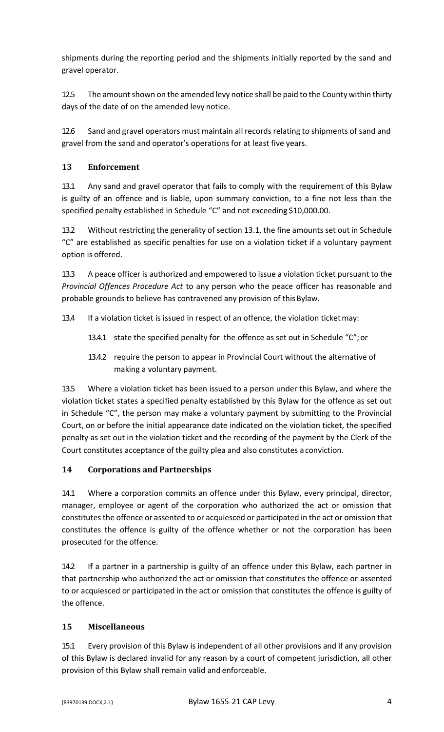shipments during the reporting period and the shipments initially reported by the sand and gravel operator.

12.5 The amount shown on the amended levy notice shall be paid to the County within thirty days of the date of on the amended levy notice.

12.6 Sand and gravel operators must maintain all records relating to shipments of sand and gravel from the sand and operator's operations for at least five years.

## 13 Enforcement

13.1 Any sand and gravel operator that fails to comply with the requirement of this Bylaw is guilty of an offence and is liable, upon summary conviction, to a fine not less than the specified penalty established in Schedule "C" and not exceeding $10,000.00.

13.2 Without restricting the generality of section 13.1, the fine amounts set out in Schedule "C" are established as specific penalties for use on a violation ticket if a voluntary payment option is offered.

13.3 A peace officer is authorized and empowered to issue a violation ticket pursuant to the *Provincial Offences Procedure Act* to any person who the peace officer has reasonable and probable grounds to believe has contravened any provision of this Bylaw.

13.4 If a violation ticket is issued in respect of an offence, the violation ticket may:

- 13.4.1 state the specified penalty for the offence as set out in Schedule "C"; or
- 13.4.2 require the person to appear in Provincial Court without the alternative of making a voluntary payment.

13.5 Where a violation ticket has been issued to a person under this Bylaw, and where the violation ticket states a specified penalty established by this Bylaw for the offence as set out in Schedule "C", the person may make a voluntary payment by submitting to the Provincial Court, on or before the initial appearance date indicated on the violation ticket, the specified penalty as set out in the violation ticket and the recording of the payment by the Clerk of the Court constitutes acceptance of the guilty plea and also constitutes a conviction.

## 14 Corporations and Partnerships

14.1 Where a corporation commits an offence under this Bylaw, every principal, director, manager, employee or agent of the corporation who authorized the act or omission that constitutes the offence or assented to or acquiesced or participated in the act or omission that constitutes the offence is guilty of the offence whether or not the corporation has been prosecuted for the offence.

14.2 If a partner in a partnership is guilty of an offence under this Bylaw, each partner in that partnership who authorized the act or omission that constitutes the offence or assented to or acquiesced or participated in the act or omission that constitutes the offence is guilty of the offence.

## 15 Miscellaneous

15.1 Every provision of this Bylaw is independent of all other provisions and if any provision of this Bylaw is declared invalid for any reason by a court of competent jurisdiction, all other provision of this Bylaw shall remain valid and enforceable.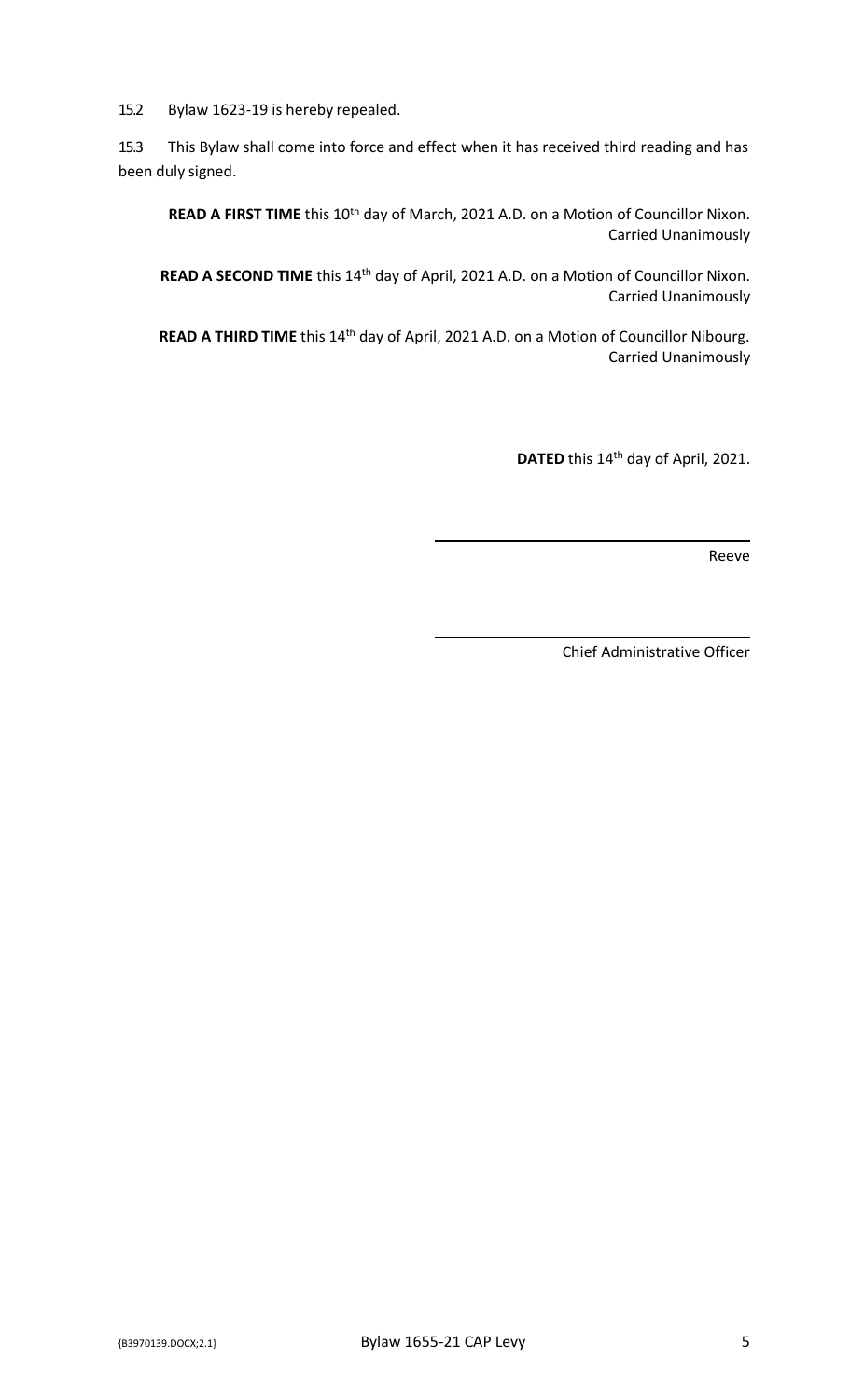15.2 Bylaw 1623-19 is hereby repealed.

15.3 This Bylaw shall come into force and effect when it has received third reading and has been duly signed.

**READ A FIRST TIME** this 10th day of March, 2021 A.D. on a Motion of Councillor Nixon. Carried Unanimously

**READ A SECOND TIME** this 14th day of April, 2021 A.D. on a Motion of Councillor Nixon. Carried Unanimously

**READ A THIRD TIME** this 14th day of April, 2021 A.D. on a Motion of Councillor Nibourg. Carried Unanimously

**DATED** this 14th day of April, 2021.

_______________________________
Reeve

_______________________________
Chief Administrative Officer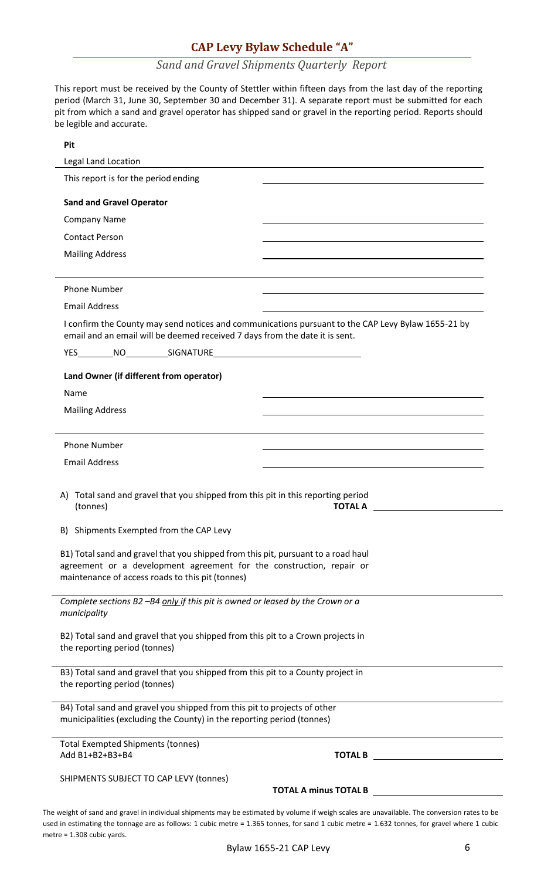## CAP Levy Bylaw Schedule "A"

### *Sand and Gravel Shipments Quarterly Report*

This report must be received by the County of Stettler within fifteen days from the last day of the reporting period (March 31, June 30, September 30 and December 31). A separate report must be submitted for each pit from which a sand and gravel operator has shipped sand or gravel in the reporting period. Reports should be legible and accurate.

**Pit**

Legal Land Location

This report is for the period ending \_\_\_\_\_\_\_\_\_\_\_\_\_\_\_\_\_\_\_\_\_\_\_\_

**Sand and Gravel Operator**

Company Name \_\_\_\_\_\_\_\_\_\_\_\_\_\_\_\_\_\_\_\_\_\_\_\_

Contact Person \_\_\_\_\_\_\_\_\_\_\_\_\_\_\_\_\_\_\_\_\_\_\_\_

Mailing Address \_\_\_\_\_\_\_\_\_\_\_\_\_\_\_\_\_\_\_\_\_\_\_\_

Phone Number \_\_\_\_\_\_\_\_\_\_\_\_\_\_\_\_\_\_\_\_\_\_\_\_

Email Address \_\_\_\_\_\_\_\_\_\_\_\_\_\_\_\_\_\_\_\_\_\_\_\_

I confirm the County may send notices and communications pursuant to the CAP Levy Bylaw 1655-21 by email and an email will be deemed received 7 days from the date it is sent.

YES\_\_\_\_\_\_\_\_ NO\_\_\_\_\_\_\_\_ SIGNATURE\_\_\_\_\_\_\_\_\_\_\_\_\_\_\_\_\_\_\_\_\_\_\_\_

**Land Owner (if different from operator)**

Name \_\_\_\_\_\_\_\_\_\_\_\_\_\_\_\_\_\_\_\_\_\_\_\_

Mailing Address \_\_\_\_\_\_\_\_\_\_\_\_\_\_\_\_\_\_\_\_\_\_\_\_

Phone Number \_\_\_\_\_\_\_\_\_\_\_\_\_\_\_\_\_\_\_\_\_\_\_\_

Email Address \_\_\_\_\_\_\_\_\_\_\_\_\_\_\_\_\_\_\_\_\_\_\_\_

A) Total sand and gravel that you shipped from this pit in this reporting period (tonnes) **TOTAL A** \_\_\_\_\_\_\_\_\_\_\_\_\_\_\_\_\_\_\_\_\_\_\_\_

B) Shipments Exempted from the CAP Levy

B1) Total sand and gravel that you shipped from this pit, pursuant to a road haul agreement or a development agreement for the construction, repair or maintenance of access roads to this pit (tonnes)

*Complete sections B2 –B4 only if this pit is owned or leased by the Crown or a municipality*

B2) Total sand and gravel that you shipped from this pit to a Crown projects in the reporting period (tonnes)

B3) Total sand and gravel that you shipped from this pit to a County project in the reporting period (tonnes)

B4) Total sand and gravel you shipped from this pit to projects of other municipalities (excluding the County) in the reporting period (tonnes)

Total Exempted Shipments (tonnes)
Add B1+B2+B3+B4 **TOTAL B** \_\_\_\_\_\_\_\_\_\_\_\_\_\_\_\_\_\_\_\_\_\_\_\_

SHIPMENTS SUBJECT TO CAP LEVY (tonnes) **TOTAL A minus TOTAL B** \_\_\_\_\_\_\_\_\_\_\_\_\_\_\_\_\_\_\_\_\_\_\_\_

The weight of sand and gravel in individual shipments may be estimated by volume if weigh scales are unavailable. The conversion rates to be used in estimating the tonnage are as follows: 1 cubic metre = 1.365 tonnes, for sand 1 cubic metre = 1.632 tonnes, for gravel where 1 cubic metre = 1.308 cubic yards.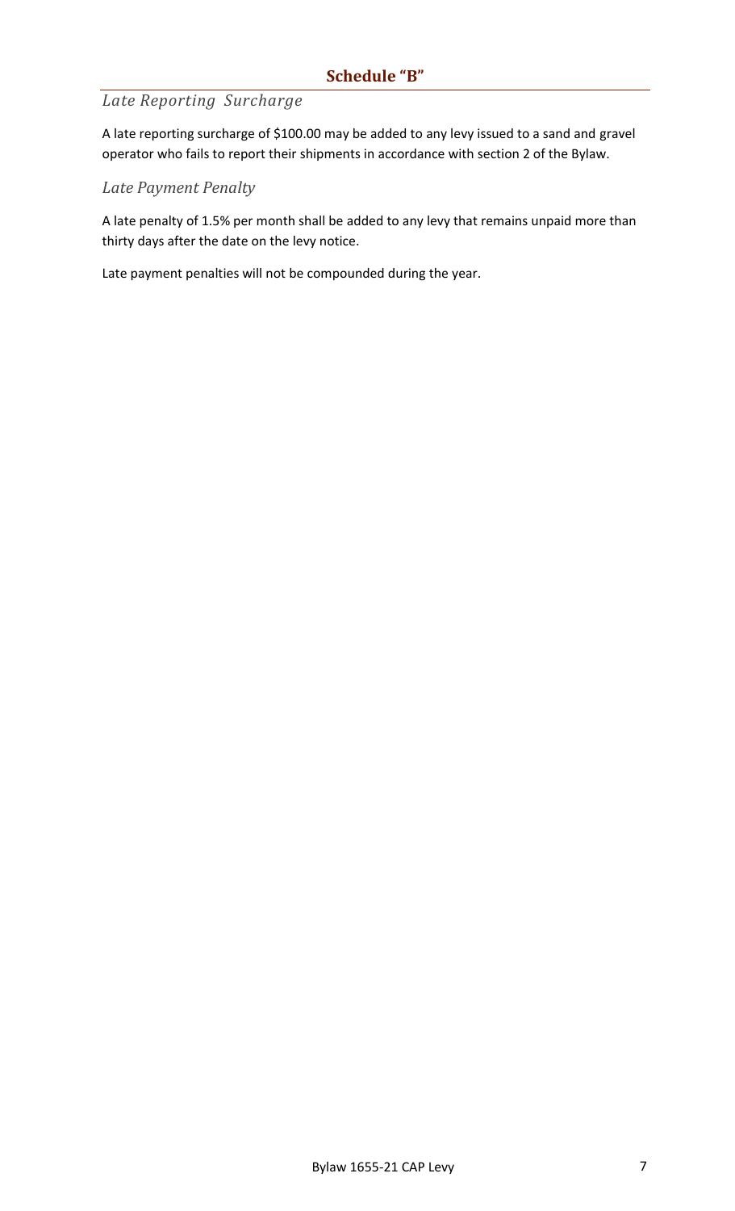## Schedule "B"

### *Late Reporting Surcharge*

A late reporting surcharge of $100.00 may be added to any levy issued to a sand and gravel operator who fails to report their shipments in accordance with section 2 of the Bylaw.

### *Late Payment Penalty*

A late penalty of 1.5% per month shall be added to any levy that remains unpaid more than thirty days after the date on the levy notice.

Late payment penalties will not be compounded during the year.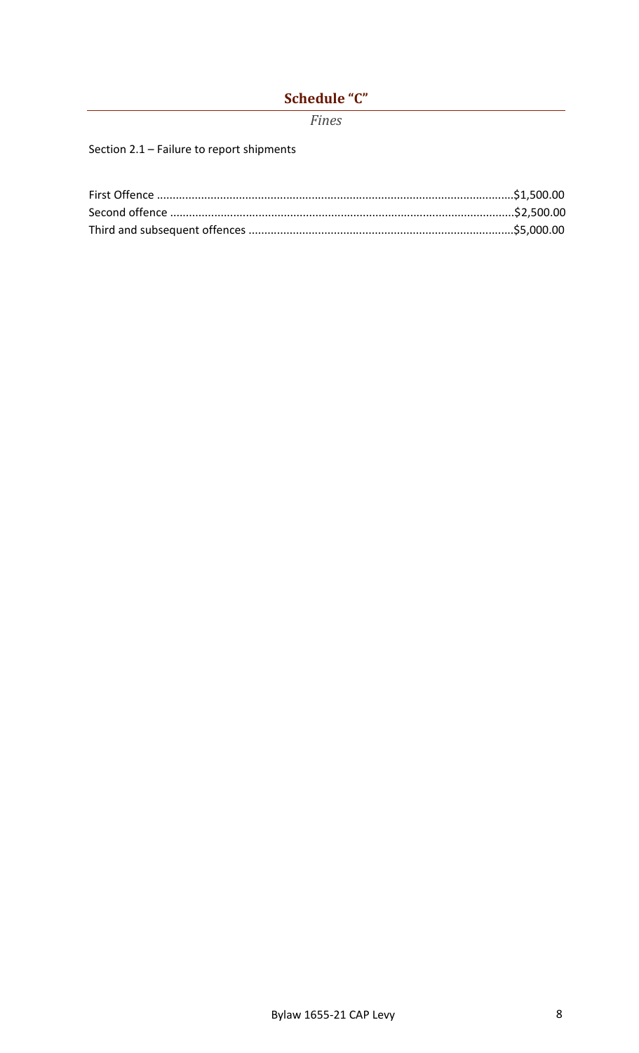## Schedule "C"

*Fines*

Section 2.1 – Failure to report shipments

First Offence ..............................................................................................................$1,500.00
Second offence ...........................................................................................................$2,500.00
Third and subsequent offences ..................................................................................$5,000.00